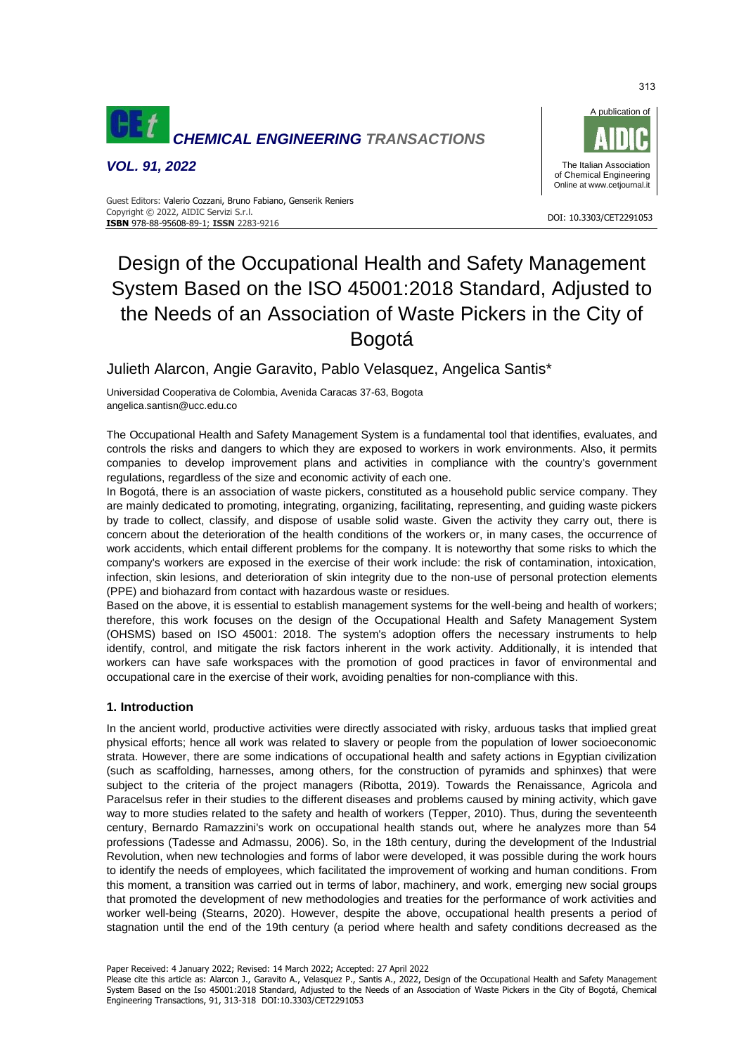# Design of the Occupational Health and Safety Management System Based on the ISO 45001:2018 Standard, Adjusted to the Needs of an Association of Waste Pickers in the City of Bogotá

Julieth Alarcon, Angie Garavito, Pablo Velasquez, Angelica Santis*

Universidad Cooperativa de Colombia, Avenida Caracas 37-63, Bogota
angelica.santisn@ucc.edu.co

The Occupational Health and Safety Management System is a fundamental tool that identifies, evaluates, and controls the risks and dangers to which they are exposed to workers in work environments. Also, it permits companies to develop improvement plans and activities in compliance with the country's government regulations, regardless of the size and economic activity of each one.

In Bogotá, there is an association of waste pickers, constituted as a household public service company. They are mainly dedicated to promoting, integrating, organizing, facilitating, representing, and guiding waste pickers by trade to collect, classify, and dispose of usable solid waste. Given the activity they carry out, there is concern about the deterioration of the health conditions of the workers or, in many cases, the occurrence of work accidents, which entail different problems for the company. It is noteworthy that some risks to which the company's workers are exposed in the exercise of their work include: the risk of contamination, intoxication, infection, skin lesions, and deterioration of skin integrity due to the non-use of personal protection elements (PPE) and biohazard from contact with hazardous waste or residues.

Based on the above, it is essential to establish management systems for the well-being and health of workers; therefore, this work focuses on the design of the Occupational Health and Safety Management System (OHSMS) based on ISO 45001: 2018. The system's adoption offers the necessary instruments to help identify, control, and mitigate the risk factors inherent in the work activity. Additionally, it is intended that workers can have safe workspaces with the promotion of good practices in favor of environmental and occupational care in the exercise of their work, avoiding penalties for non-compliance with this.

## 1. Introduction

In the ancient world, productive activities were directly associated with risky, arduous tasks that implied great physical efforts; hence all work was related to slavery or people from the population of lower socioeconomic strata. However, there are some indications of occupational health and safety actions in Egyptian civilization (such as scaffolding, harnesses, among others, for the construction of pyramids and sphinxes) that were subject to the criteria of the project managers (Ribotta, 2019). Towards the Renaissance, Agricola and Paracelsus refer in their studies to the different diseases and problems caused by mining activity, which gave way to more studies related to the safety and health of workers (Tepper, 2010). Thus, during the seventeenth century, Bernardo Ramazzini's work on occupational health stands out, where he analyzes more than 54 professions (Tadesse and Admassu, 2006). So, in the 18th century, during the development of the Industrial Revolution, when new technologies and forms of labor were developed, it was possible during the work hours to identify the needs of employees, which facilitated the improvement of working and human conditions. From this moment, a transition was carried out in terms of labor, machinery, and work, emerging new social groups that promoted the development of new methodologies and treaties for the performance of work activities and worker well-being (Stearns, 2020). However, despite the above, occupational health presents a period of stagnation until the end of the 19th century (a period where health and safety conditions decreased as the

Paper Received: 4 January 2022; Revised: 14 March 2022; Accepted: 27 April 2022

Please cite this article as: Alarcon J., Garavito A., Velasquez P., Santis A., 2022, Design of the Occupational Health and Safety Management System Based on the Iso 45001:2018 Standard, Adjusted to the Needs of an Association of Waste Pickers in the City of Bogotá, Chemical Engineering Transactions, 91, 313-318 DOI:10.3303/CET2291053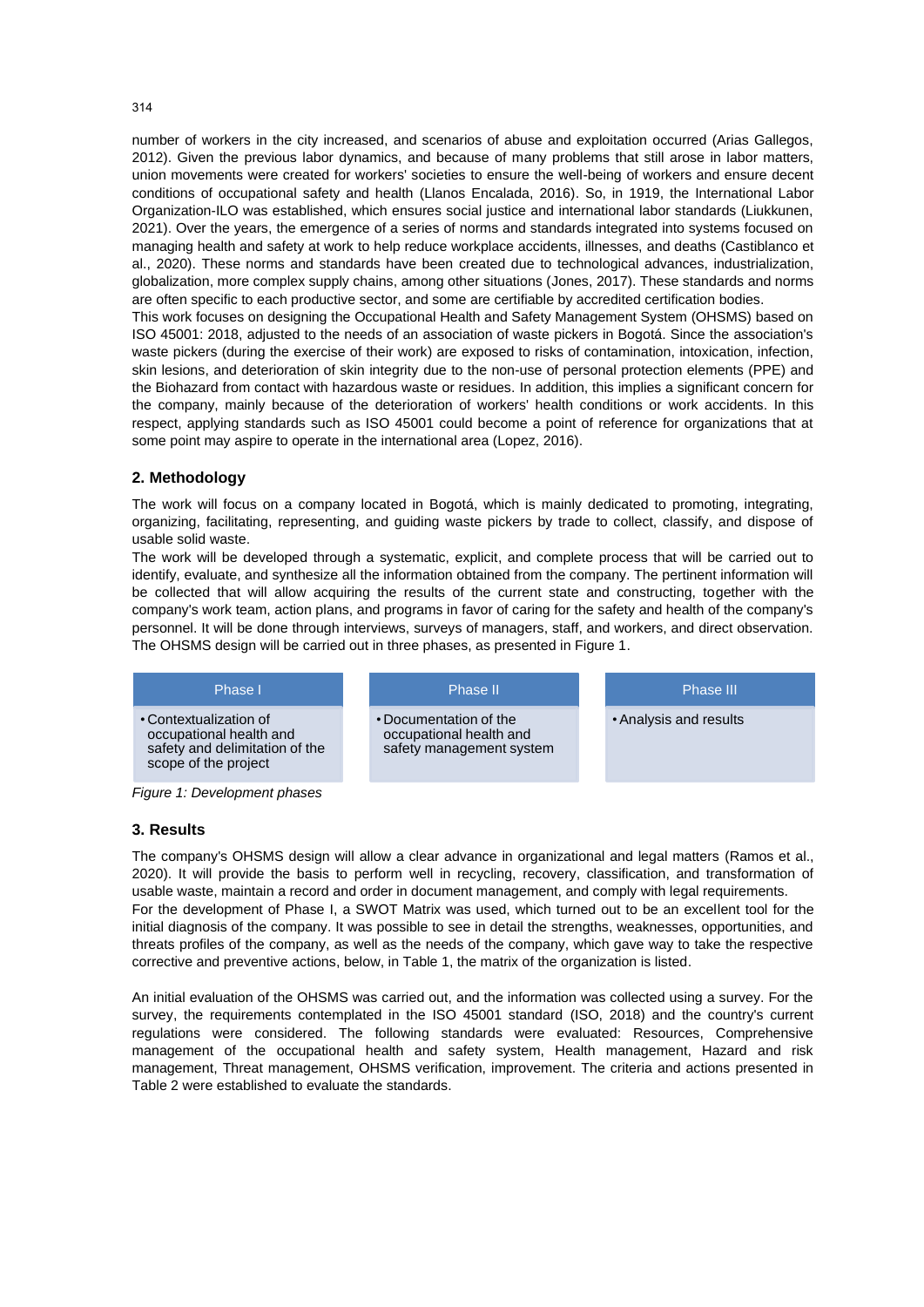number of workers in the city increased, and scenarios of abuse and exploitation occurred (Arias Gallegos, 2012). Given the previous labor dynamics, and because of many problems that still arose in labor matters, union movements were created for workers' societies to ensure the well-being of workers and ensure decent conditions of occupational safety and health (Llanos Encalada, 2016). So, in 1919, the International Labor Organization-ILO was established, which ensures social justice and international labor standards (Liukkunen, 2021). Over the years, the emergence of a series of norms and standards integrated into systems focused on managing health and safety at work to help reduce workplace accidents, illnesses, and deaths (Castiblanco et al., 2020). These norms and standards have been created due to technological advances, industrialization, globalization, more complex supply chains, among other situations (Jones, 2017). These standards and norms are often specific to each productive sector, and some are certifiable by accredited certification bodies.

This work focuses on designing the Occupational Health and Safety Management System (OHSMS) based on ISO 45001: 2018, adjusted to the needs of an association of waste pickers in Bogotá. Since the association's waste pickers (during the exercise of their work) are exposed to risks of contamination, intoxication, infection, skin lesions, and deterioration of skin integrity due to the non-use of personal protection elements (PPE) and the Biohazard from contact with hazardous waste or residues. In addition, this implies a significant concern for the company, mainly because of the deterioration of workers' health conditions or work accidents. In this respect, applying standards such as ISO 45001 could become a point of reference for organizations that at some point may aspire to operate in the international area (Lopez, 2016).

## 2. Methodology

The work will focus on a company located in Bogotá, which is mainly dedicated to promoting, integrating, organizing, facilitating, representing, and guiding waste pickers by trade to collect, classify, and dispose of usable solid waste.

The work will be developed through a systematic, explicit, and complete process that will be carried out to identify, evaluate, and synthesize all the information obtained from the company. The pertinent information will be collected that will allow acquiring the results of the current state and constructing, together with the company's work team, action plans, and programs in favor of caring for the safety and health of the company's personnel. It will be done through interviews, surveys of managers, staff, and workers, and direct observation. The OHSMS design will be carried out in three phases, as presented in Figure 1.

| Phase I | Phase II | Phase III |
|---|---|---|
| • Contextualization of occupational health and safety and delimitation of the scope of the project | • Documentation of the occupational health and safety management system | • Analysis and results |

*Figure 1: Development phases*

## 3. Results

The company's OHSMS design will allow a clear advance in organizational and legal matters (Ramos et al., 2020). It will provide the basis to perform well in recycling, recovery, classification, and transformation of usable waste, maintain a record and order in document management, and comply with legal requirements.

For the development of Phase I, a SWOT Matrix was used, which turned out to be an excellent tool for the initial diagnosis of the company. It was possible to see in detail the strengths, weaknesses, opportunities, and threats profiles of the company, as well as the needs of the company, which gave way to take the respective corrective and preventive actions, below, in Table 1, the matrix of the organization is listed.

An initial evaluation of the OHSMS was carried out, and the information was collected using a survey. For the survey, the requirements contemplated in the ISO 45001 standard (ISO, 2018) and the country's current regulations were considered. The following standards were evaluated: Resources, Comprehensive management of the occupational health and safety system, Health management, Hazard and risk management, Threat management, OHSMS verification, improvement. The criteria and actions presented in Table 2 were established to evaluate the standards.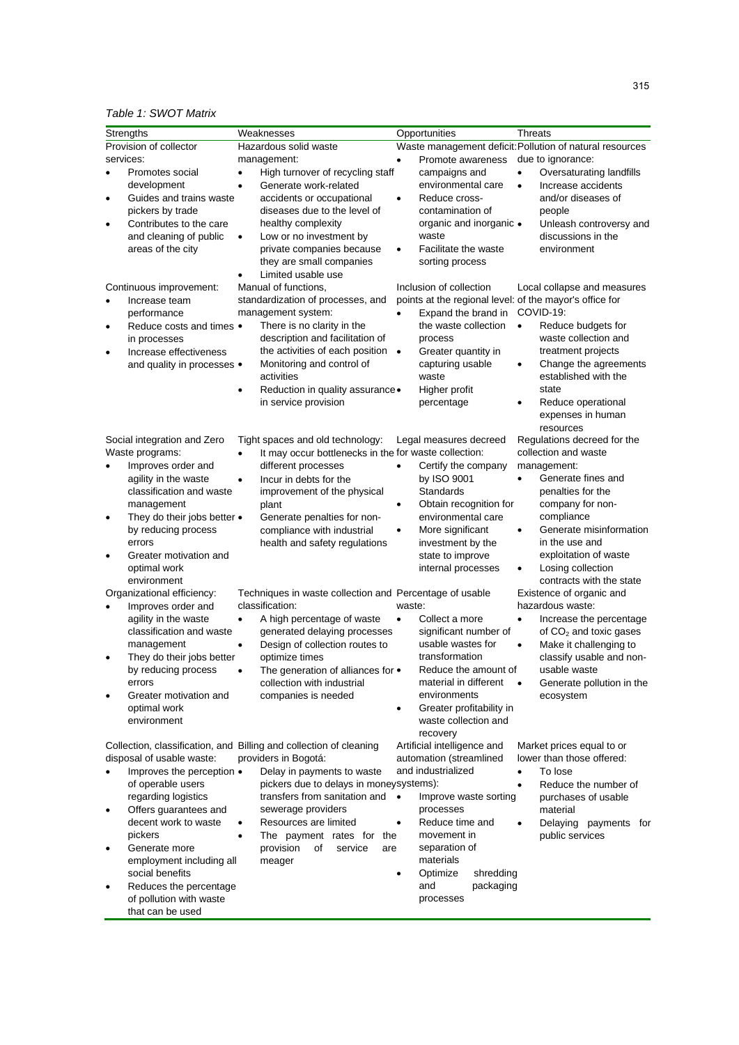*Table 1: SWOT Matrix*

| Strengths | Weaknesses | Opportunities | Threats |
|---|---|---|---|
| Provision of collector services: • Promotes social development • Guides and trains waste pickers by trade • Contributes to the care and cleaning of public areas of the city | Hazardous solid waste management: • High turnover of recycling staff • Generate work-related accidents or occupational diseases due to the level of healthy complexity • Low or no investment by private companies because they are small companies • Limited usable use | Waste management deficit: • Promote awareness campaigns and environmental care • Reduce cross-contamination of organic and inorganic waste • Facilitate the waste sorting process | Pollution of natural resources due to ignorance: • Oversaturating landfills • Increase accidents and/or diseases of people • Unleash controversy and discussions in the environment |
| Continuous improvement: • Increase team performance • Reduce costs and times in processes • Increase effectiveness and quality in processes | Manual of functions, standardization of processes, and management system: • There is no clarity in the description and facilitation of the activities of each position • Monitoring and control of activities • Reduction in quality assurance in service provision | Inclusion of collection points at the regional level: • Expand the brand in the waste collection process • Greater quantity in capturing usable waste • Higher profit percentage | Local collapse and measures of the mayor's office for COVID-19: • Reduce budgets for waste collection and treatment projects • Change the agreements established with the state • Reduce operational expenses in human resources |
| Social integration and Zero Waste programs: • Improves order and agility in the waste classification and waste management • They do their jobs better by reducing process errors • Greater motivation and optimal work environment | Tight spaces and old technology: • It may occur bottlenecks in the different processes • Incur in debts for the improvement of the physical plant • Generate penalties for non-compliance with industrial health and safety regulations | Legal measures decreed for waste collection: • Certify the company by ISO 9001 Standards • Obtain recognition for environmental care • More significant investment by the state to improve internal processes | Regulations decreed for the collection and waste management: • Generate fines and penalties for the company for non-compliance • Generate misinformation in the use and exploitation of waste • Losing collection contracts with the state |
| Organizational efficiency: • Improves order and agility in the waste classification and waste management • They do their jobs better by reducing process errors • Greater motivation and optimal work environment | Techniques in waste collection and classification: • A high percentage of waste generated delaying processes • Design of collection routes to optimize times • The generation of alliances for collection with industrial companies is needed | Percentage of usable waste: • Collect a more significant number of usable wastes for transformation • Reduce the amount of material in different environments • Greater profitability in waste collection and recovery | Existence of organic and hazardous waste: • Increase the percentage of $CO_2$ and toxic gases • Make it challenging to classify usable and non-usable waste • Generate pollution in the ecosystem |
| Collection, classification, and disposal of usable waste: • Improves the perception of operable users regarding logistics • Offers guarantees and decent work to waste pickers • Generate more employment including all social benefits • Reduces the percentage of pollution with waste that can be used | Billing and collection of cleaning providers in Bogotá: • Delay in payments to waste pickers due to delays in money transfers from sanitation and sewerage providers • Resources are limited • The payment rates for the provision of service are meager | Artificial intelligence and automation (streamlined and industrialized systems): • Improve waste sorting processes • Reduce time and movement in separation of materials • Optimize shredding and packaging processes | Market prices equal to or lower than those offered: • To lose • Reduce the number of purchases of usable material • Delaying payments for public services |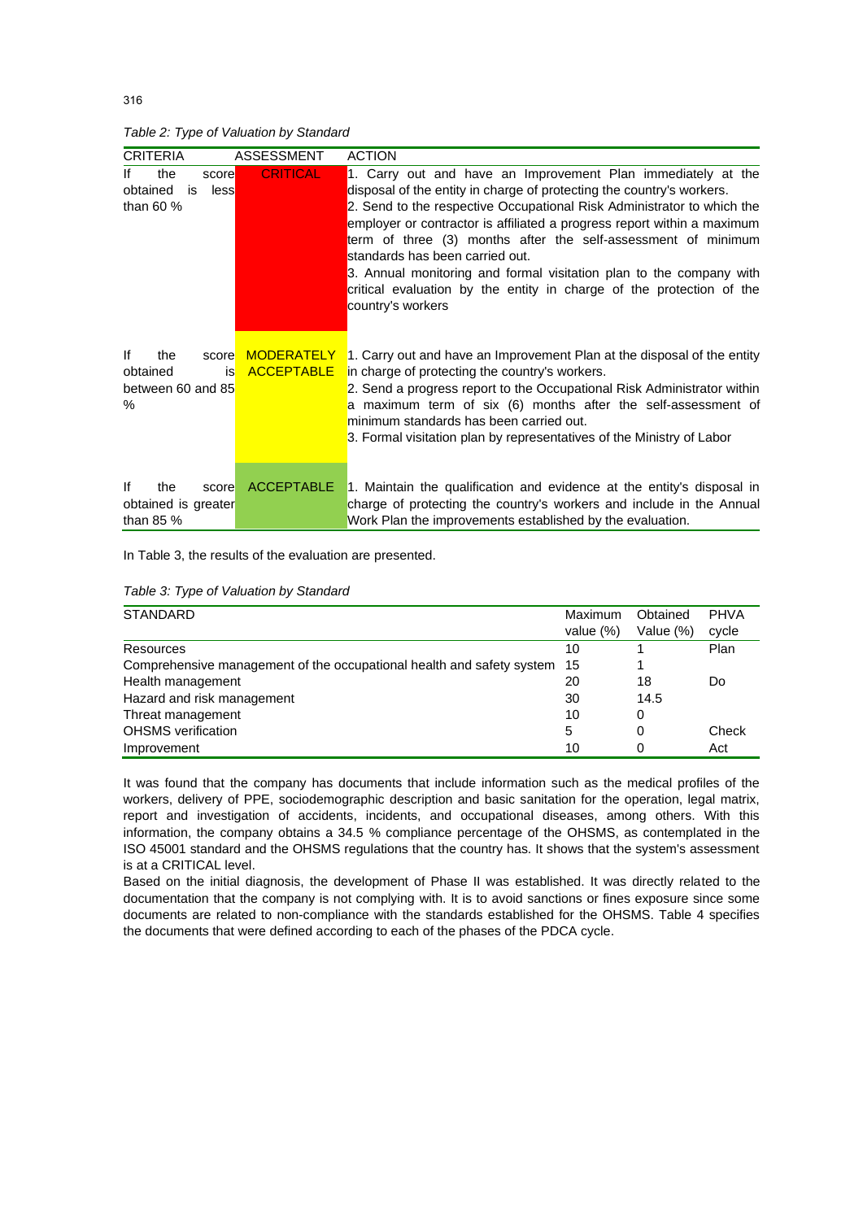*Table 2: Type of Valuation by Standard*

| CRITERIA | ASSESSMENT | ACTION |
|---|---|---|
| If the score obtained is less than 60 % | CRITICAL | 1. Carry out and have an Improvement Plan immediately at the disposal of the entity in charge of protecting the country's workers.<br>2. Send to the respective Occupational Risk Administrator to which the employer or contractor is affiliated a progress report within a maximum term of three (3) months after the self-assessment of minimum standards has been carried out.<br>3. Annual monitoring and formal visitation plan to the company with critical evaluation by the entity in charge of the protection of the country's workers |
| If the score obtained is between 60 and 85 % | MODERATELY ACCEPTABLE | 1. Carry out and have an Improvement Plan at the disposal of the entity in charge of protecting the country's workers.<br>2. Send a progress report to the Occupational Risk Administrator within a maximum term of six (6) months after the self-assessment of minimum standards has been carried out.<br>3. Formal visitation plan by representatives of the Ministry of Labor |
| If the score obtained is greater than 85 % | ACCEPTABLE | 1. Maintain the qualification and evidence at the entity's disposal in charge of protecting the country's workers and include in the Annual Work Plan the improvements established by the evaluation. |

In Table 3, the results of the evaluation are presented.

*Table 3: Type of Valuation by Standard*

| STANDARD | Maximum value (%) | Obtained Value (%) | PHVA cycle |
|---|---|---|---|
| Resources | 10 | 1 | Plan |
| Comprehensive management of the occupational health and safety system | 15 | 1 | |
| Health management | 20 | 18 | Do |
| Hazard and risk management | 30 | 14.5 | |
| Threat management | 10 | 0 | |
| OHSMS verification | 5 | 0 | Check |
| Improvement | 10 | 0 | Act |

It was found that the company has documents that include information such as the medical profiles of the workers, delivery of PPE, sociodemographic description and basic sanitation for the operation, legal matrix, report and investigation of accidents, incidents, and occupational diseases, among others. With this information, the company obtains a 34.5 % compliance percentage of the OHSMS, as contemplated in the ISO 45001 standard and the OHSMS regulations that the country has. It shows that the system's assessment is at a CRITICAL level.

Based on the initial diagnosis, the development of Phase II was established. It was directly related to the documentation that the company is not complying with. It is to avoid sanctions or fines exposure since some documents are related to non-compliance with the standards established for the OHSMS. Table 4 specifies the documents that were defined according to each of the phases of the PDCA cycle.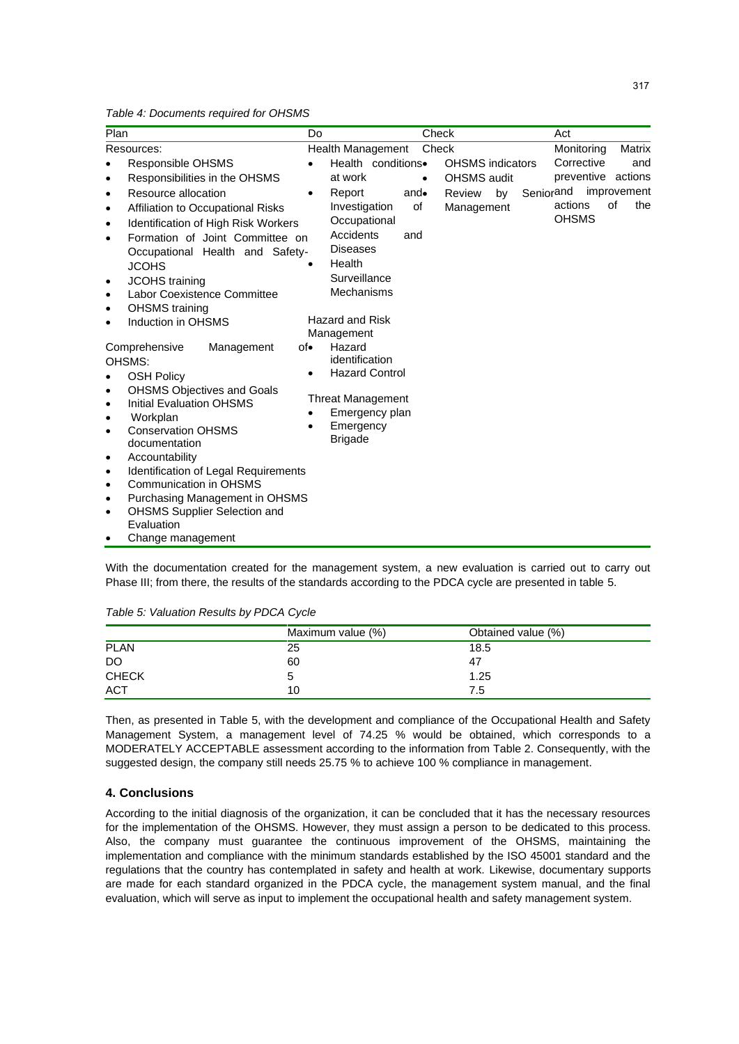*Table 4: Documents required for OHSMS*

| Plan | Do | Check | Act |
|---|---|---|---|
| Resources:<br>• Responsible OHSMS<br>• Responsibilities in the OHSMS<br>• Resource allocation<br>• Affiliation to Occupational Risks<br>• Identification of High Risk Workers<br>• Formation of Joint Committee on Occupational Health and Safety-JCOHS<br>• JCOHS training<br>• Labor Coexistence Committee<br>• OHSMS training<br>• Induction in OHSMS<br><br>Comprehensive Management of OHSMS:<br>• OSH Policy<br>• OHSMS Objectives and Goals<br>• Initial Evaluation OHSMS<br>• Workplan<br>• Conservation OHSMS documentation<br>• Accountability<br>• Identification of Legal Requirements<br>• Communication in OHSMS<br>• Purchasing Management in OHSMS<br>• OHSMS Supplier Selection and Evaluation<br>• Change management | Health Management<br>• Health conditions at work<br>• Report and Investigation of Occupational Accidents and Diseases<br>• Health Surveillance Mechanisms<br><br>Hazard and Risk Management<br>• Hazard identification<br>• Hazard Control<br><br>Threat Management<br>• Emergency plan<br>• Emergency Brigade | Check<br>• OHSMS indicators<br>• OHSMS audit<br>• Review by Senior Management | Monitoring Matrix Corrective and preventive actions and improvement actions of the OHSMS |

With the documentation created for the management system, a new evaluation is carried out to carry out Phase III; from there, the results of the standards according to the PDCA cycle are presented in table 5.

*Table 5: Valuation Results by PDCA Cycle*

| | Maximum value (%) | Obtained value (%) |
|---|---|---|
| PLAN | 25 | 18.5 |
| DO | 60 | 47 |
| CHECK | 5 | 1.25 |
| ACT | 10 | 7.5 |

Then, as presented in Table 5, with the development and compliance of the Occupational Health and Safety Management System, a management level of 74.25 % would be obtained, which corresponds to a MODERATELY ACCEPTABLE assessment according to the information from Table 2. Consequently, with the suggested design, the company still needs 25.75 % to achieve 100 % compliance in management.

## 4. Conclusions

According to the initial diagnosis of the organization, it can be concluded that it has the necessary resources for the implementation of the OHSMS. However, they must assign a person to be dedicated to this process. Also, the company must guarantee the continuous improvement of the OHSMS, maintaining the implementation and compliance with the minimum standards established by the ISO 45001 standard and the regulations that the country has contemplated in safety and health at work. Likewise, documentary supports are made for each standard organized in the PDCA cycle, the management system manual, and the final evaluation, which will serve as input to implement the occupational health and safety management system.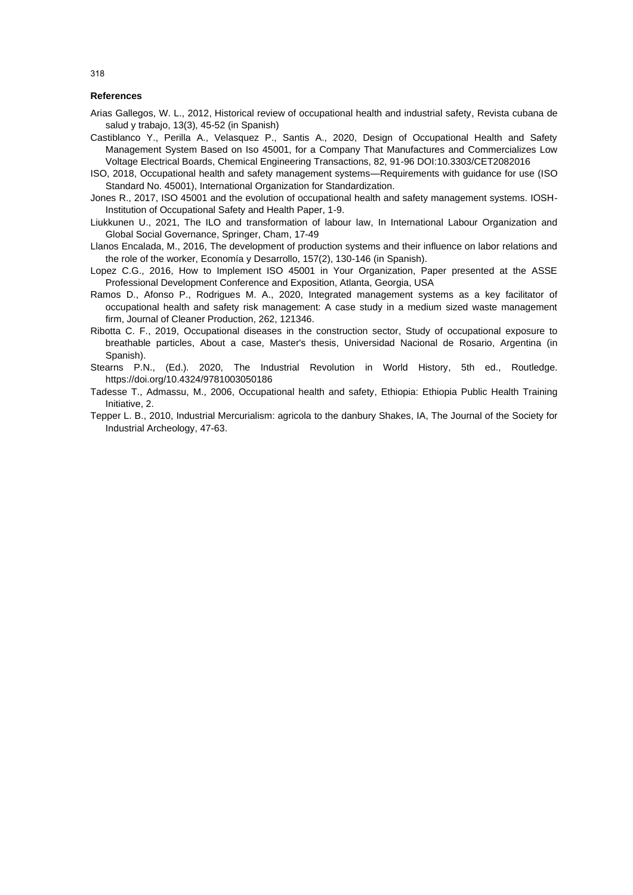## References

Arias Gallegos, W. L., 2012, Historical review of occupational health and industrial safety, Revista cubana de salud y trabajo, 13(3), 45-52 (in Spanish)

Castiblanco Y., Perilla A., Velasquez P., Santis A., 2020, Design of Occupational Health and Safety Management System Based on Iso 45001, for a Company That Manufactures and Commercializes Low Voltage Electrical Boards, Chemical Engineering Transactions, 82, 91-96 DOI:10.3303/CET2082016

ISO, 2018, Occupational health and safety management systems—Requirements with guidance for use (ISO Standard No. 45001), International Organization for Standardization.

Jones R., 2017, ISO 45001 and the evolution of occupational health and safety management systems. IOSH-Institution of Occupational Safety and Health Paper, 1-9.

Liukkunen U., 2021, The ILO and transformation of labour law, In International Labour Organization and Global Social Governance, Springer, Cham, 17-49

Llanos Encalada, M., 2016, The development of production systems and their influence on labor relations and the role of the worker, Economía y Desarrollo, 157(2), 130-146 (in Spanish).

Lopez C.G., 2016, How to Implement ISO 45001 in Your Organization, Paper presented at the ASSE Professional Development Conference and Exposition, Atlanta, Georgia, USA

Ramos D., Afonso P., Rodrigues M. A., 2020, Integrated management systems as a key facilitator of occupational health and safety risk management: A case study in a medium sized waste management firm, Journal of Cleaner Production, 262, 121346.

Ribotta C. F., 2019, Occupational diseases in the construction sector, Study of occupational exposure to breathable particles, About a case, Master's thesis, Universidad Nacional de Rosario, Argentina (in Spanish).

Stearns P.N., (Ed.). 2020, The Industrial Revolution in World History, 5th ed., Routledge. https://doi.org/10.4324/9781003050186

Tadesse T., Admassu, M., 2006, Occupational health and safety, Ethiopia: Ethiopia Public Health Training Initiative, 2.

Tepper L. B., 2010, Industrial Mercurialism: agricola to the danbury Shakes, IA, The Journal of the Society for Industrial Archeology, 47-63.